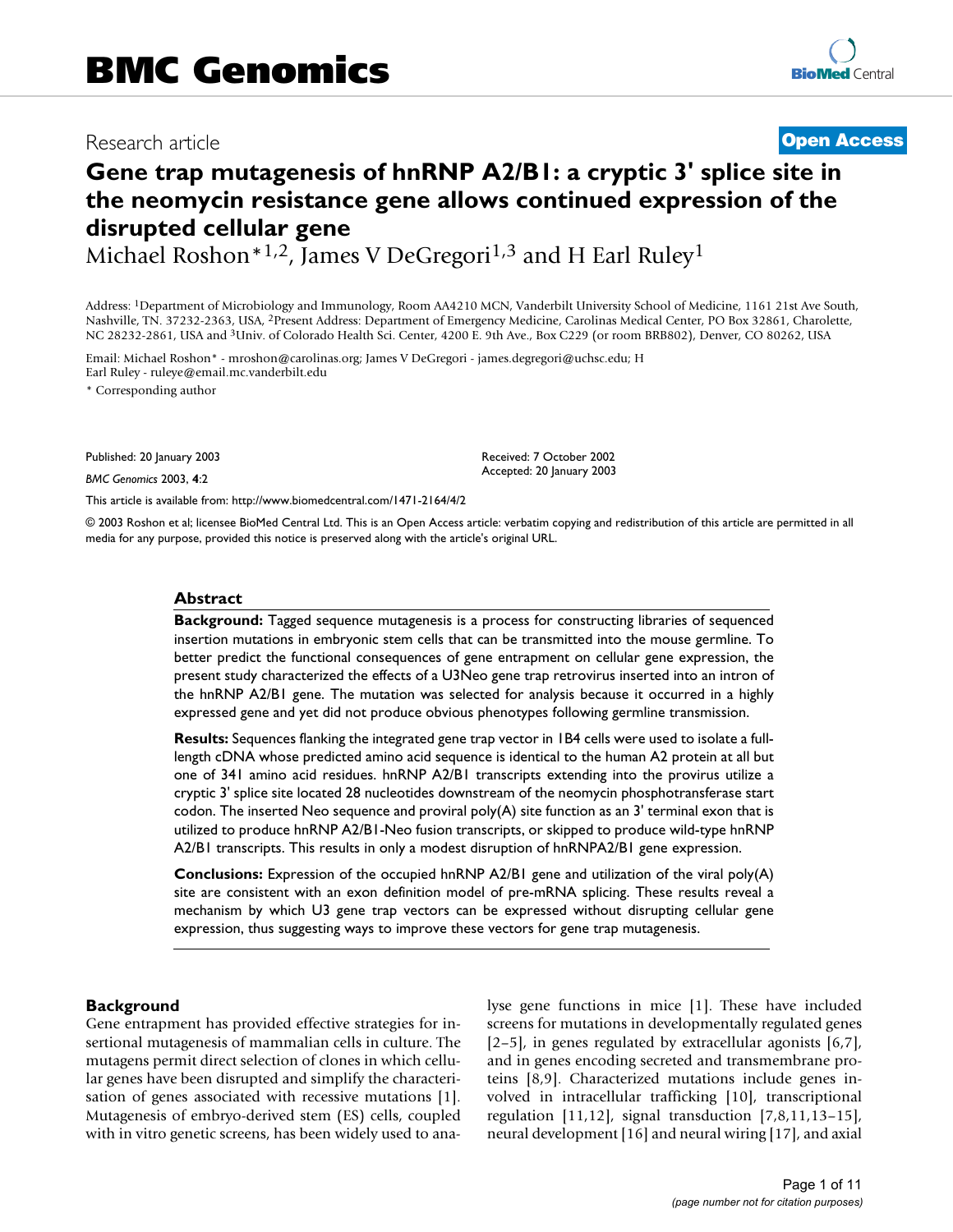BMC Genomics

Research article

Open Access

# Gene trap mutagenesis of hnRNP A2/B1: a cryptic 3' splice site in the neomycin resistance gene allows continued expression of the disrupted cellular gene

Michael Roshon*[1,2], James V DeGregori[1,3] and H Earl Ruley[1]

Address: [1]Department of Microbiology and Immunology, Room AA4210 MCN, Vanderbilt University School of Medicine, 1161 21st Ave South, Nashville, TN. 37232-2363, USA, [2]Present Address: Department of Emergency Medicine, Carolinas Medical Center, PO Box 32861, Charolette, NC 28232-2861, USA and [3]Univ. of Colorado Health Sci. Center, 4200 E. 9th Ave., Box C229 (or room BRB802), Denver, CO 80262, USA

Email: Michael Roshon* - mroshon@carolinas.org; James V DeGregori - james.degregori@uchsc.edu; H Earl Ruley - ruleye@email.mc.vanderbilt.edu

\* Corresponding author

Published: 20 January 2003

*BMC Genomics* 2003, **4**:2

Received: 7 October 2002
Accepted: 20 January 2003

This article is available from: http://www.biomedcentral.com/1471-2164/4/2

© 2003 Roshon et al; licensee BioMed Central Ltd. This is an Open Access article: verbatim copying and redistribution of this article are permitted in all media for any purpose, provided this notice is preserved along with the article's original URL.

## Abstract

**Background:** Tagged sequence mutagenesis is a process for constructing libraries of sequenced insertion mutations in embryonic stem cells that can be transmitted into the mouse germline. To better predict the functional consequences of gene entrapment on cellular gene expression, the present study characterized the effects of a U3Neo gene trap retrovirus inserted into an intron of the hnRNP A2/B1 gene. The mutation was selected for analysis because it occurred in a highly expressed gene and yet did not produce obvious phenotypes following germline transmission.

**Results:** Sequences flanking the integrated gene trap vector in 1B4 cells were used to isolate a full-length cDNA whose predicted amino acid sequence is identical to the human A2 protein at all but one of 341 amino acid residues. hnRNP A2/B1 transcripts extending into the provirus utilize a cryptic 3' splice site located 28 nucleotides downstream of the neomycin phosphotransferase start codon. The inserted Neo sequence and proviral poly(A) site function as an 3' terminal exon that is utilized to produce hnRNP A2/B1-Neo fusion transcripts, or skipped to produce wild-type hnRNP A2/B1 transcripts. This results in only a modest disruption of hnRNPA2/B1 gene expression.

**Conclusions:** Expression of the occupied hnRNP A2/B1 gene and utilization of the viral poly(A) site are consistent with an exon definition model of pre-mRNA splicing. These results reveal a mechanism by which U3 gene trap vectors can be expressed without disrupting cellular gene expression, thus suggesting ways to improve these vectors for gene trap mutagenesis.

## Background

Gene entrapment has provided effective strategies for insertional mutagenesis of mammalian cells in culture. The mutagens permit direct selection of clones in which cellular genes have been disrupted and simplify the characterisation of genes associated with recessive mutations [1]. Mutagenesis of embryo-derived stem (ES) cells, coupled with in vitro genetic screens, has been widely used to analyse gene functions in mice [1]. These have included screens for mutations in developmentally regulated genes [2–5], in genes regulated by extracellular agonists [6,7], and in genes encoding secreted and transmembrane proteins [8,9]. Characterized mutations include genes involved in intracellular trafficking [10], transcriptional regulation [11,12], signal transduction [7,8,11,13–15], neural development [16] and neural wiring [17], and axial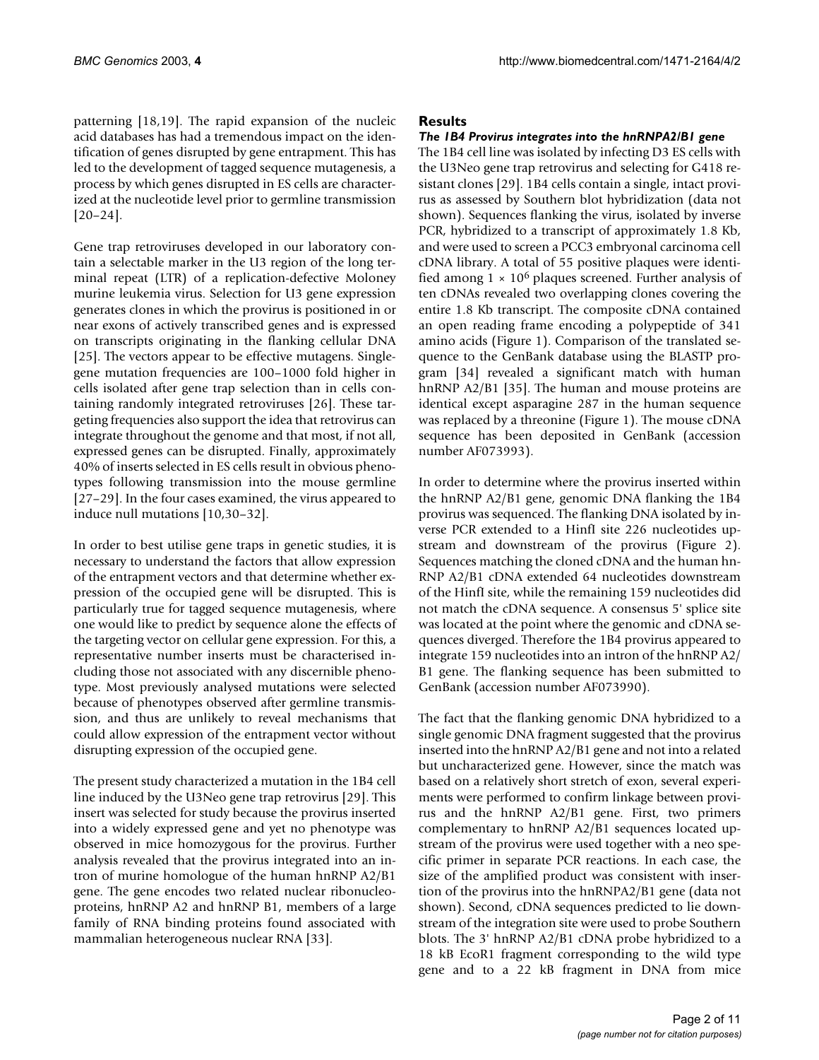patterning [18,19]. The rapid expansion of the nucleic acid databases has had a tremendous impact on the identification of genes disrupted by gene entrapment. This has led to the development of tagged sequence mutagenesis, a process by which genes disrupted in ES cells are characterized at the nucleotide level prior to germline transmission [20–24].

Gene trap retroviruses developed in our laboratory contain a selectable marker in the U3 region of the long terminal repeat (LTR) of a replication-defective Moloney murine leukemia virus. Selection for U3 gene expression generates clones in which the provirus is positioned in or near exons of actively transcribed genes and is expressed on transcripts originating in the flanking cellular DNA [25]. The vectors appear to be effective mutagens. Single-gene mutation frequencies are 100–1000 fold higher in cells isolated after gene trap selection than in cells containing randomly integrated retroviruses [26]. These targeting frequencies also support the idea that retrovirus can integrate throughout the genome and that most, if not all, expressed genes can be disrupted. Finally, approximately 40% of inserts selected in ES cells result in obvious phenotypes following transmission into the mouse germline [27–29]. In the four cases examined, the virus appeared to induce null mutations [10,30–32].

In order to best utilise gene traps in genetic studies, it is necessary to understand the factors that allow expression of the entrapment vectors and that determine whether expression of the occupied gene will be disrupted. This is particularly true for tagged sequence mutagenesis, where one would like to predict by sequence alone the effects of the targeting vector on cellular gene expression. For this, a representative number inserts must be characterised including those not associated with any discernible phenotype. Most previously analysed mutations were selected because of phenotypes observed after germline transmission, and thus are unlikely to reveal mechanisms that could allow expression of the entrapment vector without disrupting expression of the occupied gene.

The present study characterized a mutation in the 1B4 cell line induced by the U3Neo gene trap retrovirus [29]. This insert was selected for study because the provirus inserted into a widely expressed gene and yet no phenotype was observed in mice homozygous for the provirus. Further analysis revealed that the provirus integrated into an intron of murine homologue of the human hnRNP A2/B1 gene. The gene encodes two related nuclear ribonucleoproteins, hnRNP A2 and hnRNP B1, members of a large family of RNA binding proteins found associated with mammalian heterogeneous nuclear RNA [33].

## Results

### *The 1B4 Provirus integrates into the hnRNPA2/B1 gene*

The 1B4 cell line was isolated by infecting D3 ES cells with the U3Neo gene trap retrovirus and selecting for G418 resistant clones [29]. 1B4 cells contain a single, intact provirus as assessed by Southern blot hybridization (data not shown). Sequences flanking the virus, isolated by inverse PCR, hybridized to a transcript of approximately 1.8 Kb, and were used to screen a PCC3 embryonal carcinoma cell cDNA library. A total of 55 positive plaques were identified among $1 \times 10^6$ plaques screened. Further analysis of ten cDNAs revealed two overlapping clones covering the entire 1.8 Kb transcript. The composite cDNA contained an open reading frame encoding a polypeptide of 341 amino acids (Figure 1). Comparison of the translated sequence to the GenBank database using the BLASTP program [34] revealed a significant match with human hnRNP A2/B1 [35]. The human and mouse proteins are identical except asparagine 287 in the human sequence was replaced by a threonine (Figure 1). The mouse cDNA sequence has been deposited in GenBank (accession number AF073993).

In order to determine where the provirus inserted within the hnRNP A2/B1 gene, genomic DNA flanking the 1B4 provirus was sequenced. The flanking DNA isolated by inverse PCR extended to a HinfI site 226 nucleotides upstream and downstream of the provirus (Figure 2). Sequences matching the cloned cDNA and the human hnRNP A2/B1 cDNA extended 64 nucleotides downstream of the HinfI site, while the remaining 159 nucleotides did not match the cDNA sequence. A consensus 5' splice site was located at the point where the genomic and cDNA sequences diverged. Therefore the 1B4 provirus appeared to integrate 159 nucleotides into an intron of the hnRNP A2/B1 gene. The flanking sequence has been submitted to GenBank (accession number AF073990).

The fact that the flanking genomic DNA hybridized to a single genomic DNA fragment suggested that the provirus inserted into the hnRNP A2/B1 gene and not into a related but uncharacterized gene. However, since the match was based on a relatively short stretch of exon, several experiments were performed to confirm linkage between provirus and the hnRNP A2/B1 gene. First, two primers complementary to hnRNP A2/B1 sequences located upstream of the provirus were used together with a neo specific primer in separate PCR reactions. In each case, the size of the amplified product was consistent with insertion of the provirus into the hnRNPA2/B1 gene (data not shown). Second, cDNA sequences predicted to lie downstream of the integration site were used to probe Southern blots. The 3' hnRNP A2/B1 cDNA probe hybridized to a 18 kB EcoR1 fragment corresponding to the wild type gene and to a 22 kB fragment in DNA from mice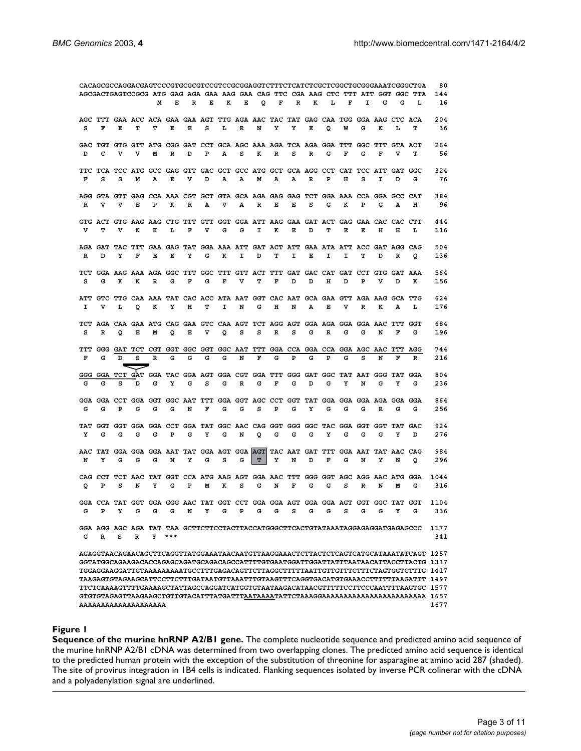```
CACAGCGCCAGGACGAGTCCCGTGCGCGTCCGTCCGCGGAGGTCTTTCTCATCTCGCTCGGCTGCGGGAAATCGGGCTGA   80
AGCGACTGAGTCCGCG ATG GAG AGA GAA AAG GAA CAG TTC CGA AAG CTC TTT ATT GGT GGC TTA  144
                  M   E   R   E   K   E   Q   F   R   K   L   F   I   G   G   L    16

AGC TTT GAA ACC ACA GAA GAA AGT TTG AGA AAC TAC TAT GAG CAA TGG GGA AAG CTC ACA  204
 S   F   E   T   T   E   E   S   L   R   N   Y   Y   E   Q   W   G   K   L   T    36

GAC TGT GTG GTT ATG CGG GAT CCT GCA AGC AAA AGA TCA AGA GGA TTT GGC TTT GTA ACT  264
 D   C   V   V   M   R   D   P   A   S   K   R   S   R   G   F   G   F   V   T    56

TTC TCA TCC ATG GCC GAG GTT GAC GCT GCC ATG GCT GCA AGG CCT CAT TCC ATT GAT GGC  324
 F   S   S   M   A   E   V   D   A   A   M   A   A   R   P   H   S   I   D   G    76

AGG GTA GTT GAG CCA AAA CGT GCT GTA GCA AGA GAG GAG TCT GGA AAA CCA GGA GCC CAT  384
 R   V   V   E   P   K   R   A   V   A   R   E   E   S   G   K   P   G   A   H    96

GTG ACT GTG AAG AAG CTG TTT GTT GGT GGA ATT AAG GAA GAT ACT GAG GAA CAC CAC CTT  444
 V   T   V   K   K   L   F   V   G   G   I   K   E   D   T   E   E   H   H   L   116

AGA GAT TAC TTT GAA GAG TAT GGA AAA ATT GAT ACT ATT GAA ATA ATT ACC GAT AGG CAG  504
 R   D   Y   F   E   E   Y   G   K   I   D   T   I   E   I   I   T   D   R   Q   136

TCT GGA AAG AAA AGA GGC TTT GGC TTT GTT ACT TTT GAT GAC CAT GAT CCT GTG GAT AAA  564
 S   G   K   K   R   G   F   G   F   V   T   F   D   D   H   D   P   V   D   K   156

ATT GTC TTG CAA AAA TAT CAC ACC ATA AAT GGT CAC AAT GCA GAA GTT AGA AAG GCA TTG  624
 I   V   L   Q   K   Y   H   T   I   N   G   H   N   A   E   V   R   K   A   L   176

TCT AGA CAA GAA ATG CAG GAA GTC CAA AGT TCT AGG AGT GGA AGA GGA GGA AAC TTT GGT  684
 S   R   Q   E   M   Q   E   V   Q   S   S   R   S   G   R   G   G   N   F   G   196

TTT GGG GAT TCT CGT GGT GGC GGT GGC AAT TTT GGA CCA GGA CCA GGA AGC AAC TTT AGG  744
 F   G   D   S   R   G   G   G   G   N   F   G   P   G   P   G   S   N   F   R   216

GGG GGA TCT GAT GGA TAC GGA AGT GGA CGT GGA TTT GGG GAT GGC TAT AAT GGG TAT GGA  804
 G   G   S   D   G   Y   G   S   G   R   G   F   G   D   G   Y   N   G   Y   G   236

GGA GGA CCT GGA GGT GGC AAT TTT GGA GGT AGC CCT GGT TAT GGA GGA GGA AGA GGA GGA  864
 G   G   P   G   G   G   N   F   G   G   S   P   G   Y   G   G   G   R   G   G   256

TAT GGT GGT GGA GGA CCT GGA TAT GGC AAC CAG GGT GGG GGC TAC GGA GGT GGT TAT GAC  924
 Y   G   G   G   G   P   G   Y   G   N   Q   G   G   G   Y   G   G   G   Y   D   276

AAC TAT GGA GGA GGA AAT TAT GGA AGT GGA AGT TAC AAT GAT TTT GGA AAT TAT AAC CAG  984
 N   Y   G   G   G   N   Y   G   S   G   T   Y   N   D   F   G   N   Y   N   Q   296

CAG CCT TCT AAC TAT GGT CCA ATG AAG AGT GGA AAC TTT GGG GGT AGC AGG AAC ATG GGA 1044
 Q   P   S   N   Y   G   P   M   K   S   G   N   F   G   G   S   R   N   M   G   316

GGA CCA TAT GGT GGA GGG AAC TAT GGT CCT GGA GGA AGT GGA GGA AGT GGT GGC TAT GGT 1104
 G   P   Y   G   G   G   N   Y   G   P   G   G   S   G   G   S   G   G   Y   G   336

GGA AGG AGC AGA TAT TAA GCTTCTTCCTACTTACCATGGGCTTCACTGTATAAATAGGAGAGGATGAGAGCCC  1177
 G   R   S   R   Y  ***                                                           341

AGAGGTAACAGAACAGCTTCAGGTTATGGAAATAACAATGTTAAGGAAACTCTTACTCTCAGTCATGCATAAATATCAGT 1257
GGTATGGCAGAAGACACCAGAGCAGATGCAGACAGCCATTTTGTGAATGGATTGGATTATTTAATAACATTACCTTACTG 1337
TGGAGGAAGGATTGTAAAAAAAAAATGCCTTTGAGACAGTTCTTAGGCTTTTTAATTGTTGTTTCTTTCTAGTGGTCTTTG 1417
TAAGAGTGTAGAAGCATTCCTTCCTCTTTGATAATGTTAAATTTGTAAGTTTCAGGTGACATGTGAAACCTTTTTTAAGATTT 1497
TTCTCAAAAGTTTTGAAAAGCTATTAGCCAGGATCATGGTGTAATAAGACATAACGTTTTTCCTTCCCAATTTTAAGTGC 1577
GTGTGTAGAGTTAAGAAGCTGTTGTACATTTATGATTTAATAAAATATTCTAAAGGAAAAAAAAAAAAAAAAAAAAAAAA 1657
AAAAAAAAAAAAAAAAAAAA                                                             1677
```

**Figure 1**

**Sequence of the murine hnRNP A2/B1 gene.** The complete nucleotide sequence and predicted amino acid sequence of the murine hnRNP A2/B1 cDNA was determined from two overlapping clones. The predicted amino acid sequence is identical to the predicted human protein with the exception of the substitution of threonine for asparagine at amino acid 287 (shaded). The site of provirus integration in 1B4 cells is indicated. Flanking sequences isolated by inverse PCR colinerar with the cDNA and a polyadenylation signal are underlined.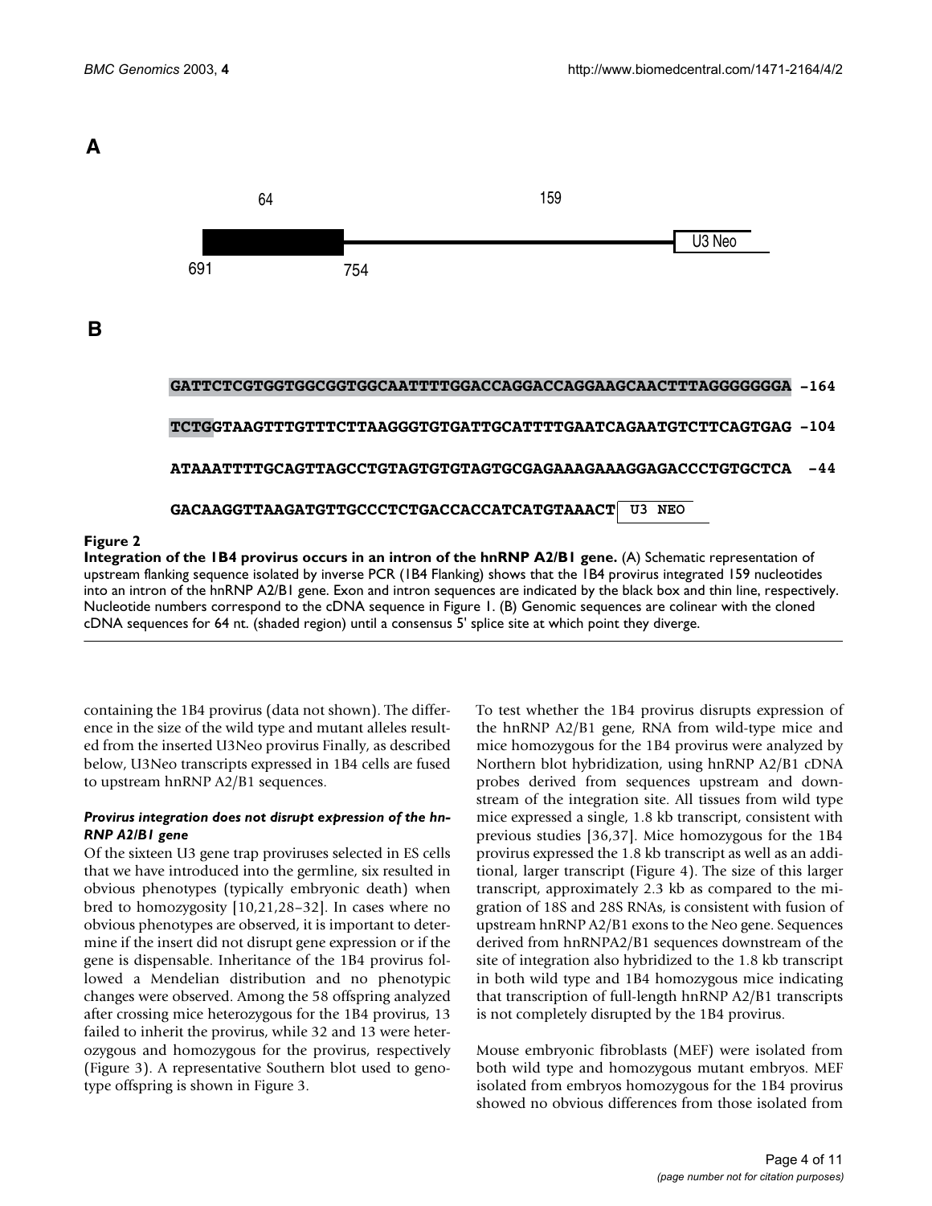**A**

64 159

691 754 U3 Neo

**B**

```
GATTCTCGTGGTGGCGGTGGCAATTTTGGACCAGGACCAGGAAGCAACTTTAGGGGGGGA -164

TCTGGTAAGTTTGTTTCTTAAGGGTGTGATTGCATTTTGAATCAGAATGTCTTCAGTGAG -104

ATAAATTTTGCAGTTAGCCTGTAGTGTGTAGTGCGAGAAAGAAAGGAGACCCTGTGCTCA -44

GACAAGGTTAAGATGTTGCCCTCTGACCACCATCATGTAAACT U3 NEO
```

**Figure 2**

**Integration of the 1B4 provirus occurs in an intron of the hnRNP A2/B1 gene.** (A) Schematic representation of upstream flanking sequence isolated by inverse PCR (1B4 Flanking) shows that the 1B4 provirus integrated 159 nucleotides into an intron of the hnRNP A2/B1 gene. Exon and intron sequences are indicated by the black box and thin line, respectively. Nucleotide numbers correspond to the cDNA sequence in Figure 1. (B) Genomic sequences are colinear with the cloned cDNA sequences for 64 nt. (shaded region) until a consensus 5' splice site at which point they diverge.

containing the 1B4 provirus (data not shown). The difference in the size of the wild type and mutant alleles resulted from the inserted U3Neo provirus Finally, as described below, U3Neo transcripts expressed in 1B4 cells are fused to upstream hnRNP A2/B1 sequences.

### *Provirus integration does not disrupt expression of the hnRNP A2/B1 gene*

Of the sixteen U3 gene trap proviruses selected in ES cells that we have introduced into the germline, six resulted in obvious phenotypes (typically embryonic death) when bred to homozygosity [10,21,28–32]. In cases where no obvious phenotypes are observed, it is important to determine if the insert did not disrupt gene expression or if the gene is dispensable. Inheritance of the 1B4 provirus followed a Mendelian distribution and no phenotypic changes were observed. Among the 58 offspring analyzed after crossing mice heterozygous for the 1B4 provirus, 13 failed to inherit the provirus, while 32 and 13 were heterozygous and homozygous for the provirus, respectively (Figure 3). A representative Southern blot used to genotype offspring is shown in Figure 3.

To test whether the 1B4 provirus disrupts expression of the hnRNP A2/B1 gene, RNA from wild-type mice and mice homozygous for the 1B4 provirus were analyzed by Northern blot hybridization, using hnRNP A2/B1 cDNA probes derived from sequences upstream and downstream of the integration site. All tissues from wild type mice expressed a single, 1.8 kb transcript, consistent with previous studies [36,37]. Mice homozygous for the 1B4 provirus expressed the 1.8 kb transcript as well as an additional, larger transcript (Figure 4). The size of this larger transcript, approximately 2.3 kb as compared to the migration of 18S and 28S RNAs, is consistent with fusion of upstream hnRNP A2/B1 exons to the Neo gene. Sequences derived from hnRNPA2/B1 sequences downstream of the site of integration also hybridized to the 1.8 kb transcript in both wild type and 1B4 homozygous mice indicating that transcription of full-length hnRNP A2/B1 transcripts is not completely disrupted by the 1B4 provirus.

Mouse embryonic fibroblasts (MEF) were isolated from both wild type and homozygous mutant embryos. MEF isolated from embryos homozygous for the 1B4 provirus showed no obvious differences from those isolated from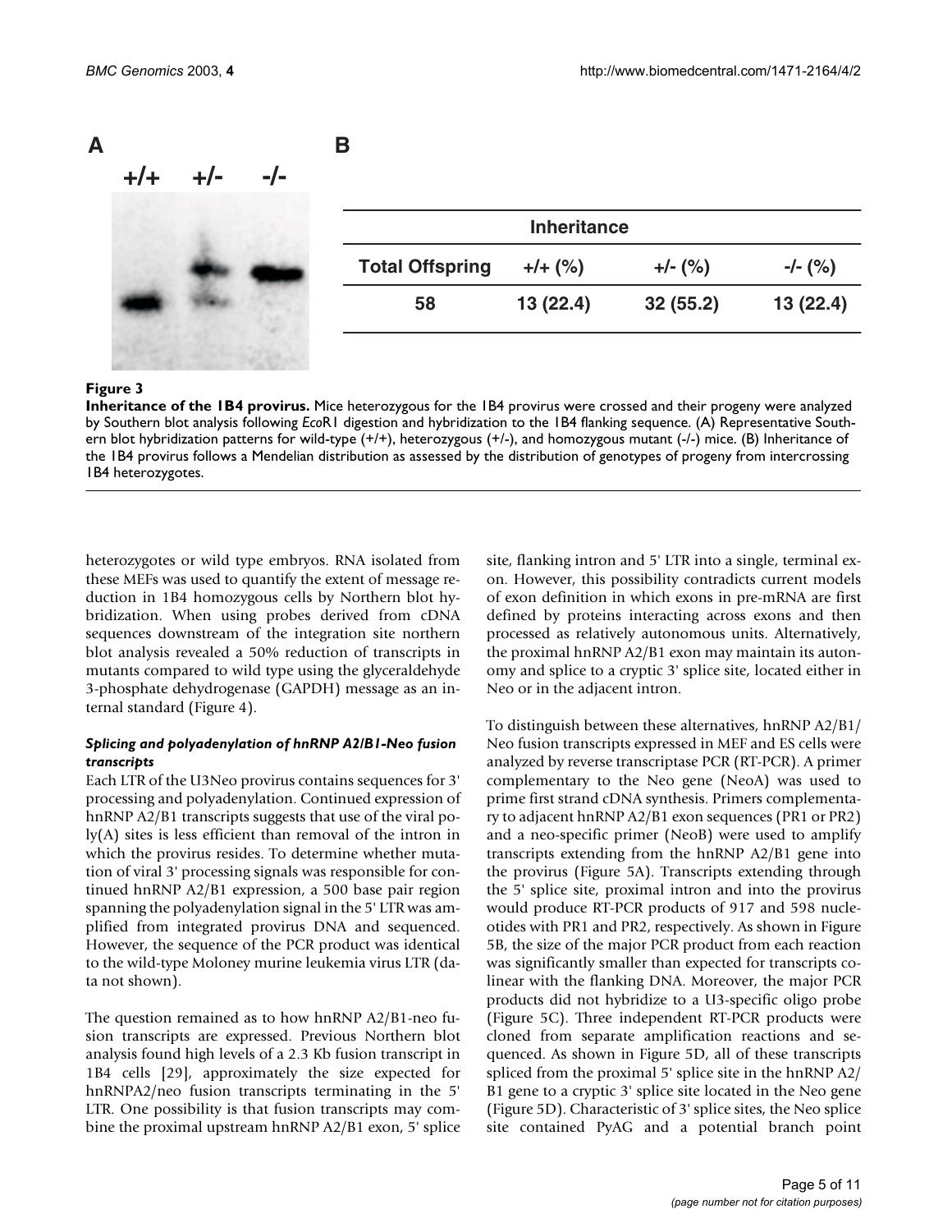**A**

| +/+ | +/- | -/- |
|---|---|---|

**B**

| Inheritance | | | |
|---|---|---|---|
| **Total Offspring** | **+/+ (%)** | **+/- (%)** | **-/- (%)** |
| 58 | 13 (22.4) | 32 (55.2) | 13 (22.4) |

**Figure 3**

**Inheritance of the 1B4 provirus.** Mice heterozygous for the 1B4 provirus were crossed and their progeny were analyzed by Southern blot analysis following *Eco*R1 digestion and hybridization to the 1B4 flanking sequence. (A) Representative Southern blot hybridization patterns for wild-type (+/+), heterozygous (+/-), and homozygous mutant (-/-) mice. (B) Inheritance of the 1B4 provirus follows a Mendelian distribution as assessed by the distribution of genotypes of progeny from intercrossing 1B4 heterozygotes.

heterozygotes or wild type embryos. RNA isolated from these MEFs was used to quantify the extent of message reduction in 1B4 homozygous cells by Northern blot hybridization. When using probes derived from cDNA sequences downstream of the integration site northern blot analysis revealed a 50% reduction of transcripts in mutants compared to wild type using the glyceraldehyde 3-phosphate dehydrogenase (GAPDH) message as an internal standard (Figure 4).

#### *Splicing and polyadenylation of hnRNP A2/B1-Neo fusion transcripts*

Each LTR of the U3Neo provirus contains sequences for 3' processing and polyadenylation. Continued expression of hnRNP A2/B1 transcripts suggests that use of the viral poly(A) sites is less efficient than removal of the intron in which the provirus resides. To determine whether mutation of viral 3' processing signals was responsible for continued hnRNP A2/B1 expression, a 500 base pair region spanning the polyadenylation signal in the 5' LTR was amplified from integrated provirus DNA and sequenced. However, the sequence of the PCR product was identical to the wild-type Moloney murine leukemia virus LTR (data not shown).

The question remained as to how hnRNP A2/B1-neo fusion transcripts are expressed. Previous Northern blot analysis found high levels of a 2.3 Kb fusion transcript in 1B4 cells [29], approximately the size expected for hnRNPA2/neo fusion transcripts terminating in the 5' LTR. One possibility is that fusion transcripts may combine the proximal upstream hnRNP A2/B1 exon, 5' splice site, flanking intron and 5' LTR into a single, terminal exon. However, this possibility contradicts current models of exon definition in which exons in pre-mRNA are first defined by proteins interacting across exons and then processed as relatively autonomous units. Alternatively, the proximal hnRNP A2/B1 exon may maintain its autonomy and splice to a cryptic 3' splice site, located either in Neo or in the adjacent intron.

To distinguish between these alternatives, hnRNP A2/B1/Neo fusion transcripts expressed in MEF and ES cells were analyzed by reverse transcriptase PCR (RT-PCR). A primer complementary to the Neo gene (NeoA) was used to prime first strand cDNA synthesis. Primers complementary to adjacent hnRNP A2/B1 exon sequences (PR1 or PR2) and a neo-specific primer (NeoB) were used to amplify transcripts extending from the hnRNP A2/B1 gene into the provirus (Figure 5A). Transcripts extending through the 5' splice site, proximal intron and into the provirus would produce RT-PCR products of 917 and 598 nucleotides with PR1 and PR2, respectively. As shown in Figure 5B, the size of the major PCR product from each reaction was significantly smaller than expected for transcripts colinear with the flanking DNA. Moreover, the major PCR products did not hybridize to a U3-specific oligo probe (Figure 5C). Three independent RT-PCR products were cloned from separate amplification reactions and sequenced. As shown in Figure 5D, all of these transcripts spliced from the proximal 5' splice site in the hnRNP A2/B1 gene to a cryptic 3' splice site located in the Neo gene (Figure 5D). Characteristic of 3' splice sites, the Neo splice site contained PyAG and a potential branch point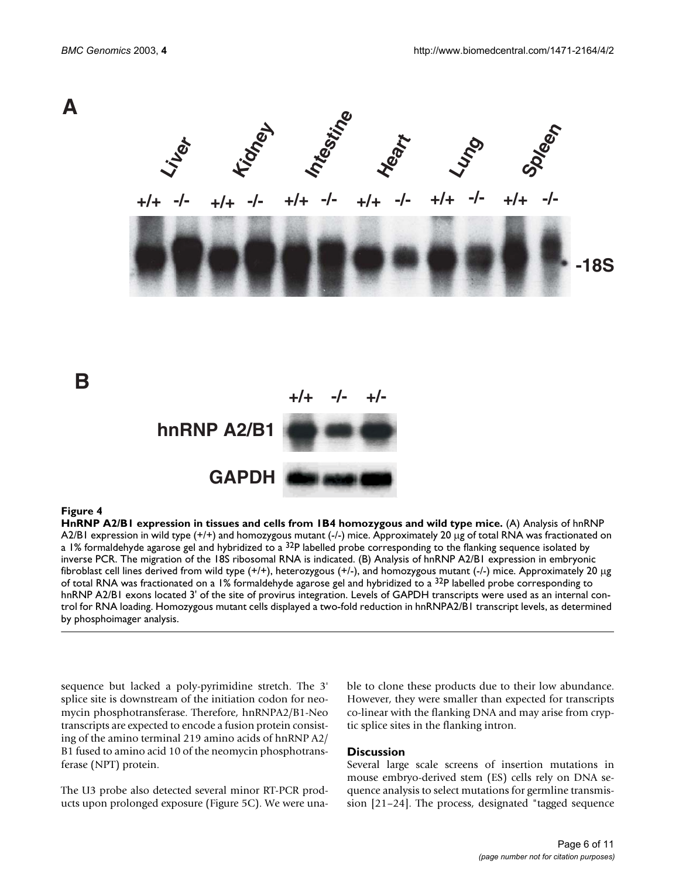**Figure 4**

**HnRNP A2/B1 expression in tissues and cells from 1B4 homozygous and wild type mice.** (A) Analysis of hnRNP A2/B1 expression in wild type (+/+) and homozygous mutant (-/-) mice. Approximately 20 μg of total RNA was fractionated on a 1% formaldehyde agarose gel and hybridized to a $^{32}$P labelled probe corresponding to the flanking sequence isolated by inverse PCR. The migration of the 18S ribosomal RNA is indicated. (B) Analysis of hnRNP A2/B1 expression in embryonic fibroblast cell lines derived from wild type (+/+), heterozygous (+/-), and homozygous mutant (-/-) mice. Approximately 20 μg of total RNA was fractionated on a 1% formaldehyde agarose gel and hybridized to a $^{32}$P labelled probe corresponding to hnRNP A2/B1 exons located 3' of the site of provirus integration. Levels of GAPDH transcripts were used as an internal control for RNA loading. Homozygous mutant cells displayed a two-fold reduction in hnRNPA2/B1 transcript levels, as determined by phosphoimager analysis.

sequence but lacked a poly-pyrimidine stretch. The 3' splice site is downstream of the initiation codon for neomycin phosphotransferase. Therefore, hnRNPA2/B1-Neo transcripts are expected to encode a fusion protein consisting of the amino terminal 219 amino acids of hnRNP A2/B1 fused to amino acid 10 of the neomycin phosphotransferase (NPT) protein.

The U3 probe also detected several minor RT-PCR products upon prolonged exposure (Figure 5C). We were unable to clone these products due to their low abundance. However, they were smaller than expected for transcripts co-linear with the flanking DNA and may arise from cryptic splice sites in the flanking intron.

## Discussion

Several large scale screens of insertion mutations in mouse embryo-derived stem (ES) cells rely on DNA sequence analysis to select mutations for germline transmission [21–24]. The process, designated "tagged sequence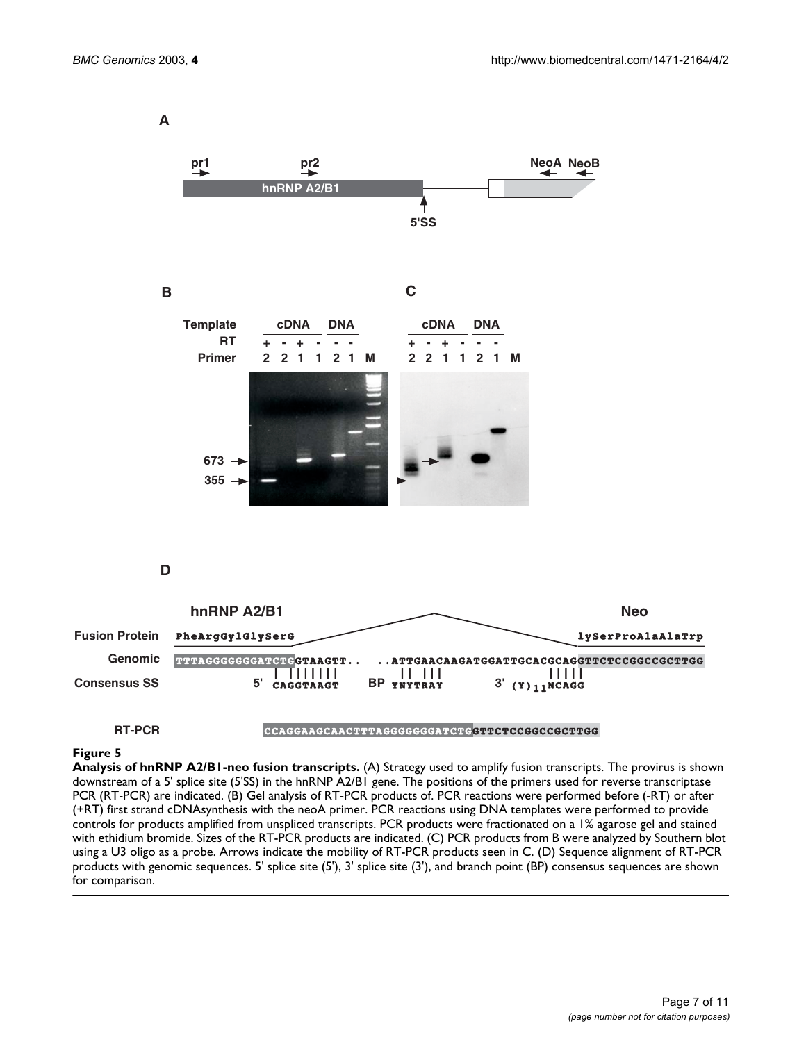**Figure 5**

**Analysis of hnRNP A2/B1-neo fusion transcripts.** (A) Strategy used to amplify fusion transcripts. The provirus is shown downstream of a 5' splice site (5'SS) in the hnRNP A2/B1 gene. The positions of the primers used for reverse transcriptase PCR (RT-PCR) are indicated. (B) Gel analysis of RT-PCR products of. PCR reactions were performed before (-RT) or after (+RT) first strand cDNAsynthesis with the neoA primer. PCR reactions using DNA templates were performed to provide controls for products amplified from unspliced transcripts. PCR products were fractionated on a 1% agarose gel and stained with ethidium bromide. Sizes of the RT-PCR products are indicated. (C) PCR products from B were analyzed by Southern blot using a U3 oligo as a probe. Arrows indicate the mobility of RT-PCR products seen in C. (D) Sequence alignment of RT-PCR products with genomic sequences. 5' splice site (5'), 3' splice site (3'), and branch point (BP) consensus sequences are shown for comparison.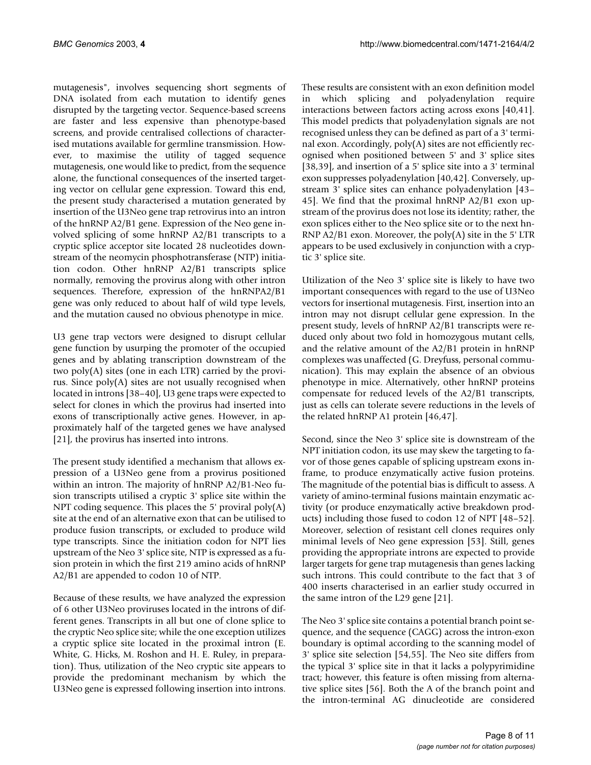mutagenesis", involves sequencing short segments of DNA isolated from each mutation to identify genes disrupted by the targeting vector. Sequence-based screens are faster and less expensive than phenotype-based screens, and provide centralised collections of characterised mutations available for germline transmission. However, to maximise the utility of tagged sequence mutagenesis, one would like to predict, from the sequence alone, the functional consequences of the inserted targeting vector on cellular gene expression. Toward this end, the present study characterised a mutation generated by insertion of the U3Neo gene trap retrovirus into an intron of the hnRNP A2/B1 gene. Expression of the Neo gene involved splicing of some hnRNP A2/B1 transcripts to a cryptic splice acceptor site located 28 nucleotides downstream of the neomycin phosphotransferase (NTP) initiation codon. Other hnRNP A2/B1 transcripts splice normally, removing the provirus along with other intron sequences. Therefore, expression of the hnRNPA2/B1 gene was only reduced to about half of wild type levels, and the mutation caused no obvious phenotype in mice.

U3 gene trap vectors were designed to disrupt cellular gene function by usurping the promoter of the occupied genes and by ablating transcription downstream of the two poly(A) sites (one in each LTR) carried by the provirus. Since poly(A) sites are not usually recognised when located in introns [38–40], U3 gene traps were expected to select for clones in which the provirus had inserted into exons of transcriptionally active genes. However, in approximately half of the targeted genes we have analysed [21], the provirus has inserted into introns.

The present study identified a mechanism that allows expression of a U3Neo gene from a provirus positioned within an intron. The majority of hnRNP A2/B1-Neo fusion transcripts utilised a cryptic 3' splice site within the NPT coding sequence. This places the 5' proviral poly(A) site at the end of an alternative exon that can be utilised to produce fusion transcripts, or excluded to produce wild type transcripts. Since the initiation codon for NPT lies upstream of the Neo 3' splice site, NTP is expressed as a fusion protein in which the first 219 amino acids of hnRNP A2/B1 are appended to codon 10 of NTP.

Because of these results, we have analyzed the expression of 6 other U3Neo proviruses located in the introns of different genes. Transcripts in all but one of clone splice to the cryptic Neo splice site; while the one exception utilizes a cryptic splice site located in the proximal intron (E. White, G. Hicks, M. Roshon and H. E. Ruley, in preparation). Thus, utilization of the Neo cryptic site appears to provide the predominant mechanism by which the U3Neo gene is expressed following insertion into introns.

These results are consistent with an exon definition model in which splicing and polyadenylation require interactions between factors acting across exons [40,41]. This model predicts that polyadenylation signals are not recognised unless they can be defined as part of a 3' terminal exon. Accordingly, poly(A) sites are not efficiently recognised when positioned between 5' and 3' splice sites [38,39], and insertion of a 5' splice site into a 3' terminal exon suppresses polyadenylation [40,42]. Conversely, upstream 3' splice sites can enhance polyadenylation [43–45]. We find that the proximal hnRNP A2/B1 exon upstream of the provirus does not lose its identity; rather, the exon splices either to the Neo splice site or to the next hnRNP A2/B1 exon. Moreover, the poly(A) site in the 5' LTR appears to be used exclusively in conjunction with a cryptic 3' splice site.

Utilization of the Neo 3' splice site is likely to have two important consequences with regard to the use of U3Neo vectors for insertional mutagenesis. First, insertion into an intron may not disrupt cellular gene expression. In the present study, levels of hnRNP A2/B1 transcripts were reduced only about two fold in homozygous mutant cells, and the relative amount of the A2/B1 protein in hnRNP complexes was unaffected (G. Dreyfuss, personal communication). This may explain the absence of an obvious phenotype in mice. Alternatively, other hnRNP proteins compensate for reduced levels of the A2/B1 transcripts, just as cells can tolerate severe reductions in the levels of the related hnRNP A1 protein [46,47].

Second, since the Neo 3' splice site is downstream of the NPT initiation codon, its use may skew the targeting to favor of those genes capable of splicing upstream exons in-frame, to produce enzymatically active fusion proteins. The magnitude of the potential bias is difficult to assess. A variety of amino-terminal fusions maintain enzymatic activity (or produce enzymatically active breakdown products) including those fused to codon 12 of NPT [48–52]. Moreover, selection of resistant cell clones requires only minimal levels of Neo gene expression [53]. Still, genes providing the appropriate introns are expected to provide larger targets for gene trap mutagenesis than genes lacking such introns. This could contribute to the fact that 3 of 400 inserts characterised in an earlier study occurred in the same intron of the L29 gene [21].

The Neo 3' splice site contains a potential branch point sequence, and the sequence (CAGG) across the intron-exon boundary is optimal according to the scanning model of 3' splice site selection [54,55]. The Neo site differs from the typical 3' splice site in that it lacks a polypyrimidine tract; however, this feature is often missing from alternative splice sites [56]. Both the A of the branch point and the intron-terminal AG dinucleotide are considered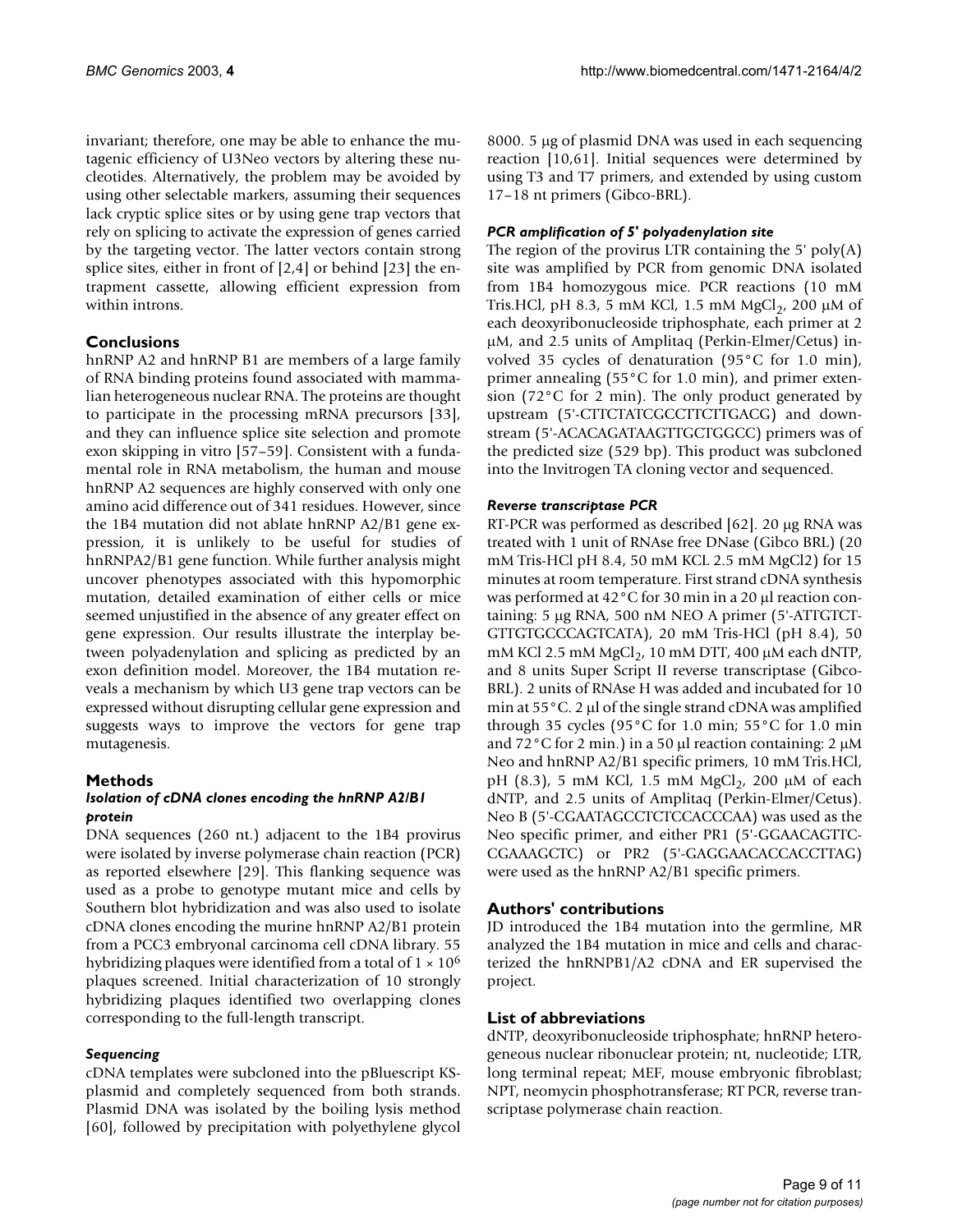invariant; therefore, one may be able to enhance the mutagenic efficiency of U3Neo vectors by altering these nucleotides. Alternatively, the problem may be avoided by using other selectable markers, assuming their sequences lack cryptic splice sites or by using gene trap vectors that rely on splicing to activate the expression of genes carried by the targeting vector. The latter vectors contain strong splice sites, either in front of [2,4] or behind [23] the entrapment cassette, allowing efficient expression from within introns.

## Conclusions

hnRNP A2 and hnRNP B1 are members of a large family of RNA binding proteins found associated with mammalian heterogeneous nuclear RNA. The proteins are thought to participate in the processing mRNA precursors [33], and they can influence splice site selection and promote exon skipping in vitro [57–59]. Consistent with a fundamental role in RNA metabolism, the human and mouse hnRNP A2 sequences are highly conserved with only one amino acid difference out of 341 residues. However, since the 1B4 mutation did not ablate hnRNP A2/B1 gene expression, it is unlikely to be useful for studies of hnRNPA2/B1 gene function. While further analysis might uncover phenotypes associated with this hypomorphic mutation, detailed examination of either cells or mice seemed unjustified in the absence of any greater effect on gene expression. Our results illustrate the interplay between polyadenylation and splicing as predicted by an exon definition model. Moreover, the 1B4 mutation reveals a mechanism by which U3 gene trap vectors can be expressed without disrupting cellular gene expression and suggests ways to improve the vectors for gene trap mutagenesis.

## Methods

### *Isolation of cDNA clones encoding the hnRNP A2/B1 protein*

DNA sequences (260 nt.) adjacent to the 1B4 provirus were isolated by inverse polymerase chain reaction (PCR) as reported elsewhere [29]. This flanking sequence was used as a probe to genotype mutant mice and cells by Southern blot hybridization and was also used to isolate cDNA clones encoding the murine hnRNP A2/B1 protein from a PCC3 embryonal carcinoma cell cDNA library. 55 hybridizing plaques were identified from a total of $1 \times 10^6$ plaques screened. Initial characterization of 10 strongly hybridizing plaques identified two overlapping clones corresponding to the full-length transcript.

### *Sequencing*

cDNA templates were subcloned into the pBluescript KS-plasmid and completely sequenced from both strands. Plasmid DNA was isolated by the boiling lysis method [60], followed by precipitation with polyethylene glycol 8000. 5 μg of plasmid DNA was used in each sequencing reaction [10,61]. Initial sequences were determined by using T3 and T7 primers, and extended by using custom 17–18 nt primers (Gibco-BRL).

### *PCR amplification of 5' polyadenylation site*

The region of the provirus LTR containing the 5' poly(A) site was amplified by PCR from genomic DNA isolated from 1B4 homozygous mice. PCR reactions (10 mM Tris.HCl, pH 8.3, 5 mM KCl, 1.5 mM $MgCl_2$, 200 μM of each deoxyribonucleoside triphosphate, each primer at 2 μM, and 2.5 units of Amplitaq (Perkin-Elmer/Cetus) involved 35 cycles of denaturation (95°C for 1.0 min), primer annealing (55°C for 1.0 min), and primer extension (72°C for 2 min). The only product generated by upstream (5'-CTTCTATCGCCTTCTTGACG) and downstream (5'-ACACAGATAAGTTGCTGGCC) primers was of the predicted size (529 bp). This product was subcloned into the Invitrogen TA cloning vector and sequenced.

### *Reverse transcriptase PCR*

RT-PCR was performed as described [62]. 20 μg RNA was treated with 1 unit of RNAse free DNase (Gibco BRL) (20 mM Tris-HCl pH 8.4, 50 mM KCL 2.5 mM MgCl2) for 15 minutes at room temperature. First strand cDNA synthesis was performed at 42°C for 30 min in a 20 μl reaction containing: 5 μg RNA, 500 nM NEO A primer (5'-ATTGTCTGTTGTGCCCAGTCATA), 20 mM Tris-HCl (pH 8.4), 50 mM KCl 2.5 mM $MgCl_2$, 10 mM DTT, 400 μM each dNTP, and 8 units Super Script II reverse transcriptase (Gibco-BRL). 2 units of RNAse H was added and incubated for 10 min at 55°C. 2 μl of the single strand cDNA was amplified through 35 cycles (95°C for 1.0 min; 55°C for 1.0 min and 72°C for 2 min.) in a 50 μl reaction containing: 2 μM Neo and hnRNP A2/B1 specific primers, 10 mM Tris.HCl, pH (8.3), 5 mM KCl, 1.5 mM $MgCl_2$, 200 μM of each dNTP, and 2.5 units of Amplitaq (Perkin-Elmer/Cetus). Neo B (5'-CGAATAGCCTCTCCACCCAA) was used as the Neo specific primer, and either PR1 (5'-GGAACAGTTCCGAAAGCTC) or PR2 (5'-GAGGAACACCACCTTAG) were used as the hnRNP A2/B1 specific primers.

## Authors' contributions

JD introduced the 1B4 mutation into the germline, MR analyzed the 1B4 mutation in mice and cells and characterized the hnRNPB1/A2 cDNA and ER supervised the project.

## List of abbreviations

dNTP, deoxyribonucleoside triphosphate; hnRNP heterogeneous nuclear ribonuclear protein; nt, nucleotide; LTR, long terminal repeat; MEF, mouse embryonic fibroblast; NPT, neomycin phosphotransferase; RT PCR, reverse transcriptase polymerase chain reaction.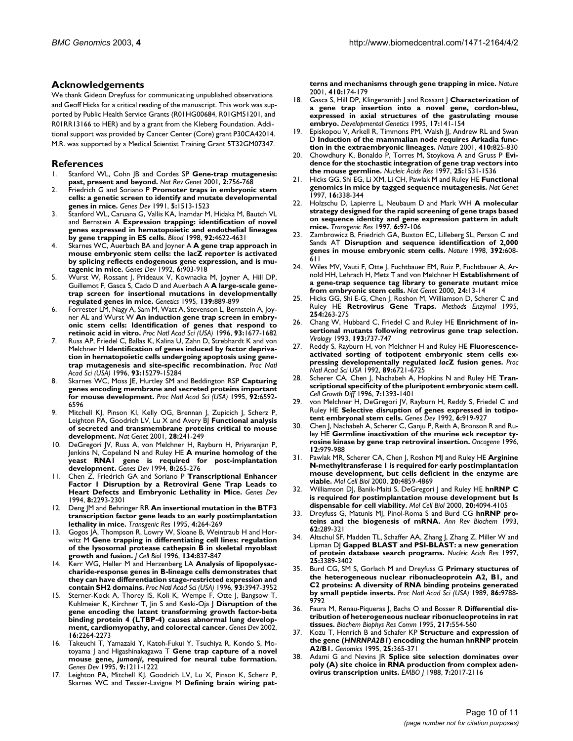## Acknowledgements

We thank Gideon Dreyfuss for communicating unpublished observations and Geoff Hicks for a critical reading of the manuscript. This work was supported by Public Health Service Grants (R01HG00684, R01GM51201, and R01RR13166 to HER) and by a grant from the Kleberg Foundation. Additional support was provided by Cancer Center (Core) grant P30CA42014. M.R. was supported by a Medical Scientist Training Grant 5T32GM07347.

## References

1. Stanford WL, Cohn JB and Cordes SP **Gene-trap mutagenesis: past, present and beyond.** *Nat Rev Genet* 2001, **2:**756-768
2. Friedrich G and Soriano P **Promoter traps in embryonic stem cells: a genetic screen to identify and mutate developmental genes in mice.** *Genes Dev* 1991, **5:**1513-1523
3. Stanford WL, Caruana G, Vallis KA, Inamdar M, Hidaka M, Bautch VL and Bernstein A **Expression trapping: identification of novel genes expressed in hematopoietic and endothelial lineages by gene trapping in ES cells.** *Blood* 1998, **92:**4622-4631
4. Skarnes WC, Auerbach BA and Joyner A **A gene trap approach in mouse embryonic stem cells: the lacZ reporter is activated by splicing reflects endogenous gene expression, and is mutagenic in mice.** *Genes Dev* 1992, **6:**903-918
5. Wurst W, Rossant J, Prideaux V, Kownacka M, Joyner A, Hill DP, Guillemot F, Gasca S, Cado D and Auerbach A **A large-scale gene-trap screen for insertional mutations in developmentally regulated genes in mice.** *Genetics* 1995, **139:**889-899
6. Forrester LM, Nagy A, Sam M, Watt A, Stevenson L, Bernstein A, Joyner AL and Wurst W **An induction gene trap screen in embryonic stem cells: Identification of genes that respond to retinoic acid in vitro.** *Proc Natl Acad Sci (USA)* 1996, **93:**1677-1682
7. Russ AP, Friedel C, Ballas K, Kalina U, Zahn D, Strebhardt K and von Melchner H **Identification of genes induced by factor deprivation in hematopoietic cells undergoing apoptosis using gene-trap mutagenesis and site-specific recombination.** *Proc Natl Acad Sci (USA)* 1996, **93:**15279-15284
8. Skarnes WC, Moss JE, Hurtley SM and Beddington RSP **Capturing genes encoding membrane and secreted proteins important for mouse development.** *Proc Natl Acad Sci (USA)* 1995, **92:**6592-6596
9. Mitchell KJ, Pinson KI, Kelly OG, Brennan J, Zupicich J, Scherz P, Leighton PA, Goodrich LV, Lu X and Avery BJ **Functional analysis of secreted and transmembrane proteins critical to mouse development.** *Nat Genet* 2001, **28:**241-249
10. DeGregori JV, Russ A, von Melchner H, Rayburn H, Priyaranjan P, Jenkins N, Copeland N and Ruley HE **A murine homolog of the yeast RNA1 gene is required for post-implantation development.** *Genes Dev* 1994, **8:**265-276
11. Chen Z, Friedrich GA and Soriano P **Transcriptional Enhancer Factor 1 Disruption by a Retroviral Gene Trap Leads to Heart Defects and Embryonic Lethality in Mice.** *Genes Dev* 1994, **8:**2293-2301
12. Deng JM and Behringer RR **An insertional mutation in the BTF3 transcription factor gene leads to an early postimplantation lethality in mice.** *Transgenic Res* 1995, **4:**264-269
13. Gogos JA, Thompson R, Lowry W, Sloane B, Weintraub H and Horwitz M **Gene trapping in differentiating cell lines: regulation of the lysosomal protease cathepsin B in skeletal myoblast growth and fusion.** *J Cell Biol* 1996, **134:**837-847
14. Kerr WG, Heller M and Herzenberg LA **Analysis of lipopolysaccharide-response genes in B-lineage cells demonstrates that they can have differentiation stage-restricted expression and contain SH2 domains.** *Proc Natl Acad Sci (USA)* 1996, **93:**3947-3952
15. Sterner-Kock A, Thorey IS, Koli K, Wempe F, Otte J, Bangsow T, Kuhlmeier K, Kirchner T, Jin S and Keski-Oja J **Disruption of the gene encoding the latent transforming growth factor-beta binding protein 4 (LTBP-4) causes abnormal lung development, cardiomyopathy, and colorectal cancer.** *Genes Dev* 2002, **16:**2264-2273
16. Takeuchi T, Yamazaki Y, Katoh-Fukui Y, Tsuchiya R, Kondo S, Motoyama J and Higashinakagawa T **Gene trap capture of a novel mouse gene, *jumonji*, required for neural tube formation.** *Genes Dev* 1995, **9:**1211-1222
17. Leighton PA, Mitchell KJ, Goodrich LV, Lu X, Pinson K, Scherz P, Skarnes WC and Tessier-Lavigne M **Defining brain wiring patterns and mechanisms through gene trapping in mice.** *Nature* 2001, **410:**174-179
18. Gasca S, Hill DP, Klingensmith J and Rossant J **Characterization of a gene trap insertion into a novel gene, cordon-bleu, expressed in axial structures of the gastrulating mouse embryo.** *Developmental Genetics* 1995, **17:**141-154
19. Episkopou V, Arkell R, Timmons PM, Walsh JJ, Andrew RL and Swan D **Induction of the mammalian node requires Arkadia function in the extraembryonic lineages.** *Nature* 2001, **410:**825-830
20. Chowdhury K, Bonaldo P, Torres M, Stoykova A and Gruss P **Evidence for the stochastic integration of gene trap vectors into the mouse germline.** *Nucleic Acids Res* 1997, **25:**1531-1536
21. Hicks GG, Shi EG, Li XM, Li CH, Pawlak M and Ruley HE **Functional genomics in mice by tagged sequence mutagenesis.** *Nat Genet* 1997, **16:**338-344
22. Holzschu D, Lapierre L, Neubaum D and Mark WH **A molecular strategy designed for the rapid screening of gene traps based on sequence identity and gene expression pattern in adult mice.** *Transgenic Res* 1997, **6:**97-106
23. Zambrowicz B, Friedrich GA, Buxton EC, Lilleberg SL, Person C and Sands AT **Disruption and sequence identification of 2,000 genes in mouse embryonic stem cells.** *Nature* 1998, **392:**608-611
24. Wiles MV, Vauti F, Otte J, Fuchtbauer EM, Ruiz P, Fuchtbauer A, Arnold HH, Lehrach H, Metz T and von Melchner H **Establishment of a gene-trap sequence tag library to generate mutant mice from embryonic stem cells.** *Nat Genet* 2000, **24:**13-14
25. Hicks GG, Shi E-G, Chen J, Roshon M, Williamson D, Scherer C and Ruley HE **Retrovirus Gene Traps.** *Methods Enzymol* 1995, **254:**263-275
26. Chang W, Hubbard C, Friedel C and Ruley HE **Enrichment of insertional mutants following retrovirus gene trap selection.** *Virology* 1993, **193:**737-747
27. Reddy S, Rayburn H, von Melchner H and Ruley HE **Fluorescence-activated sorting of totipotent embryonic stem cells expressing developmentally regulated *lac*Z fusion genes.** *Proc Natl Acad Sci USA* 1992, **89:**6721-6725
28. Scherer CA, Chen J, Nachabeh A, Hopkins N and Ruley HE **Transcriptional specificity of the pluripotent embryonic stem cell.** *Cell Growth Diff* 1996, **7:**1393-1401
29. von Melchner H, DeGregori JV, Rayburn H, Reddy S, Friedel C and Ruley HE **Selective disruption of genes expressed in totipotent embryonal stem cells.** *Genes Dev* 1992, **6:**919-927
30. Chen J, Nachabeh A, Scherer C, Ganju P, Reith A, Bronson R and Ruley HE **Germline inactivation of the murine eck receptor tyrosine kinase by gene trap retroviral insertion.** *Oncogene* 1996, **12:**979-988
31. Pawlak MR, Scherer CA, Chen J, Roshon MJ and Ruley HE **Arginine N-methyltransferase 1 is required for early postimplantation mouse development, but cells deficient in the enzyme are viable.** *Mol Cell Biol* 2000, **20:**4859-4869
32. Williamson DJ, Banik-Maiti S, DeGregori J and Ruley HE **hnRNP C is required for postimplantation mouse development but Is dispensable for cell viability.** *Mol Cell Biol* 2000, **20:**4094-4105
33. Dreyfuss G, Matunis MJ, Pinol-Roma S and Burd CG **hnRNP proteins and the biogenesis of mRNA.** *Ann Rev Biochem* 1993, **62:**289-321
34. Altschul SF, Madden TL, Schaffer AA, Zhang J, Zhang Z, Miller W and Lipman DJ **Gapped BLAST and PSI-BLAST: a new generation of protein database search programs.** *Nucleic Acids Res* 1997, **25:**3389-3402
35. Burd CG, SM S, Gorlach M and Dreyfuss G **Primary stuctures of the heterogeneous nuclear ribonucleoprotein A2, B1, and C2 proteins: A diversity of RNA binding proteins generated by small peptide inserts.** *Proc Natl Acad Sci (USA)* 1989, **86:**9788-9792
36. Faura M, Renau-Piqueras J, Bachs O and Bosser R **Differential distribution of heterogeneous nuclear ribonucleoproteins in rat tissues.** *Biochem Biophys Res Comm* 1995, **217:**554-560
37. Kozu T, Henrich B and Schafer KP **Structure and expression of the gene (*HNRNPA2B1*) encoding the human hnRNP protein A2/B1.** *Genomics* 1995, **25:**365-371
38. Adami G and Nevins JR **Splice site selection dominates over poly (A) site choice in RNA production from complex adenovirus transcription units.** *EMBO J* 1988, **7:**2017-2116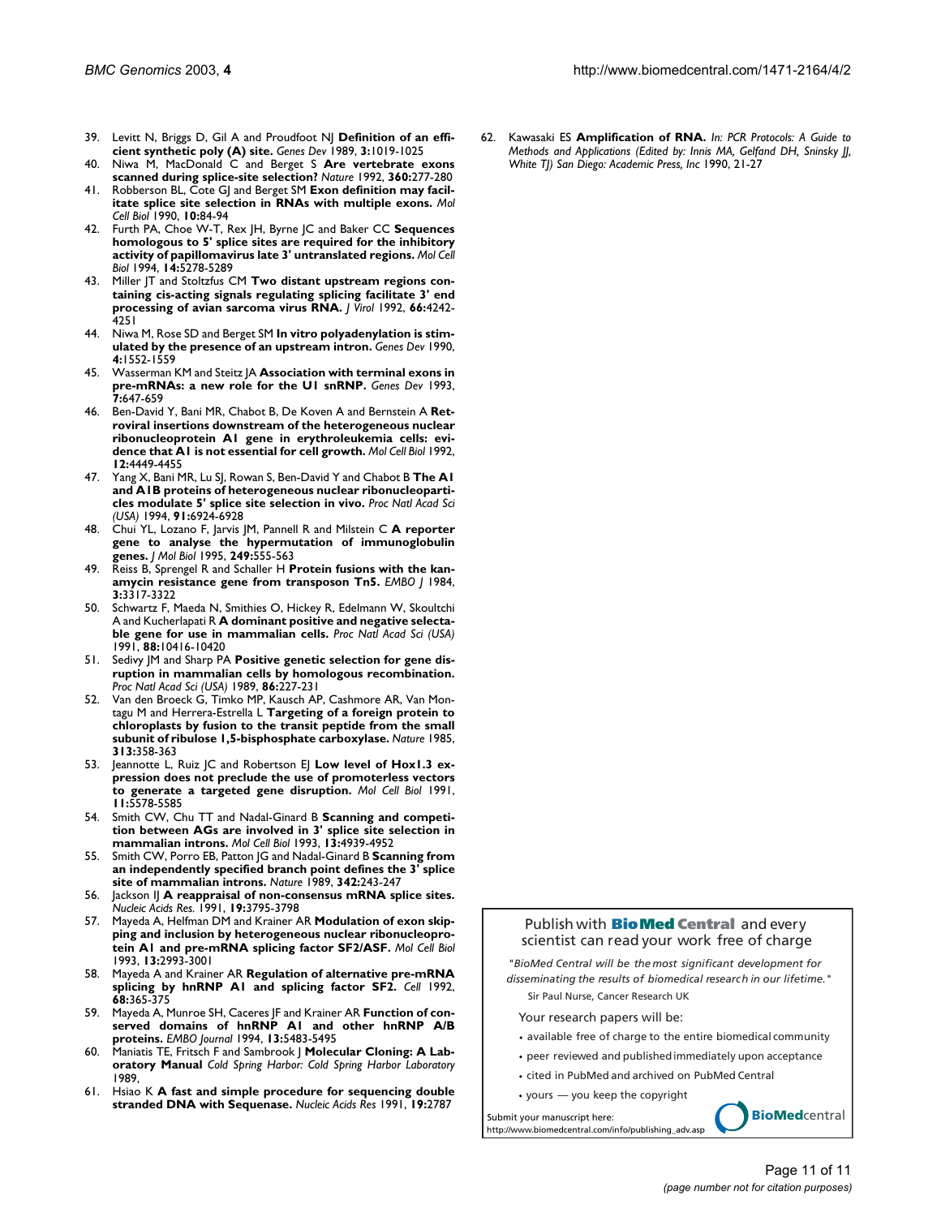39. Levitt N, Briggs D, Gil A and Proudfoot NJ **Definition of an efficient synthetic poly (A) site.** *Genes Dev* 1989, **3:**1019-1025
40. Niwa M, MacDonald C and Berget S **Are vertebrate exons scanned during splice-site selection?** *Nature* 1992, **360:**277-280
41. Robberson BL, Cote GJ and Berget SM **Exon definition may facilitate splice site selection in RNAs with multiple exons.** *Mol Cell Biol* 1990, **10:**84-94
42. Furth PA, Choe W-T, Rex JH, Byrne JC and Baker CC **Sequences homologous to 5' splice sites are required for the inhibitory activity of papillomavirus late 3' untranslated regions.** *Mol Cell Biol* 1994, **14:**5278-5289
43. Miller JT and Stoltzfus CM **Two distant upstream regions containing cis-acting signals regulating splicing facilitate 3' end processing of avian sarcoma virus RNA.** *J Virol* 1992, **66:**4242-4251
44. Niwa M, Rose SD and Berget SM **In vitro polyadenylation is stimulated by the presence of an upstream intron.** *Genes Dev* 1990, **4:**1552-1559
45. Wasserman KM and Steitz JA **Association with terminal exons in pre-mRNAs: a new role for the U1 snRNP.** *Genes Dev* 1993, **7:**647-659
46. Ben-David Y, Bani MR, Chabot B, De Koven A and Bernstein A **Retroviral insertions downstream of the heterogeneous nuclear ribonucleoprotein A1 gene in erythroleukemia cells: evidence that A1 is not essential for cell growth.** *Mol Cell Biol* 1992, **12:**4449-4455
47. Yang X, Bani MR, Lu SJ, Rowan S, Ben-David Y and Chabot B **The A1 and A1B proteins of heterogeneous nuclear ribonucleoparticles modulate 5' splice site selection in vivo.** *Proc Natl Acad Sci (USA)* 1994, **91:**6924-6928
48. Chui YL, Lozano F, Jarvis JM, Pannell R and Milstein C **A reporter gene to analyse the hypermutation of immunoglobulin genes.** *J Mol Biol* 1995, **249:**555-563
49. Reiss B, Sprengel R and Schaller H **Protein fusions with the kanamycin resistance gene from transposon Tn5.** *EMBO J* 1984, **3:**3317-3322
50. Schwartz F, Maeda N, Smithies O, Hickey R, Edelmann W, Skoultchi A and Kucherlapati R **A dominant positive and negative selectable gene for use in mammalian cells.** *Proc Natl Acad Sci (USA)* 1991, **88:**10416-10420
51. Sedivy JM and Sharp PA **Positive genetic selection for gene disruption in mammalian cells by homologous recombination.** *Proc Natl Acad Sci (USA)* 1989, **86:**227-231
52. Van den Broeck G, Timko MP, Kausch AP, Cashmore AR, Van Montagu M and Herrera-Estrella L **Targeting of a foreign protein to chloroplasts by fusion to the transit peptide from the small subunit of ribulose 1,5-bisphosphate carboxylase.** *Nature* 1985, **313:**358-363
53. Jeannotte L, Ruiz JC and Robertson EJ **Low level of Hox1.3 expression does not preclude the use of promoterless vectors to generate a targeted gene disruption.** *Mol Cell Biol* 1991, **11:**5578-5585
54. Smith CW, Chu TT and Nadal-Ginard B **Scanning and competition between AGs are involved in 3' splice site selection in mammalian introns.** *Mol Cell Biol* 1993, **13:**4939-4952
55. Smith CW, Porro EB, Patton JG and Nadal-Ginard B **Scanning from an independently specified branch point defines the 3' splice site of mammalian introns.** *Nature* 1989, **342:**243-247
56. Jackson IJ **A reappraisal of non-consensus mRNA splice sites.** *Nucleic Acids Res.* 1991, **19:**3795-3798
57. Mayeda A, Helfman DM and Krainer AR **Modulation of exon skipping and inclusion by heterogeneous nuclear ribonucleoprotein A1 and pre-mRNA splicing factor SF2/ASF.** *Mol Cell Biol* 1993, **13:**2993-3001
58. Mayeda A and Krainer AR **Regulation of alternative pre-mRNA splicing by hnRNP A1 and splicing factor SF2.** *Cell* 1992, **68:**365-375
59. Mayeda A, Munroe SH, Caceres JF and Krainer AR **Function of conserved domains of hnRNP A1 and other hnRNP A/B proteins.** *EMBO Journal* 1994, **13:**5483-5495
60. Maniatis TE, Fritsch F and Sambrook J **Molecular Cloning: A Laboratory Manual** *Cold Spring Harbor: Cold Spring Harbor Laboratory* 1989,
61. Hsiao K **A fast and simple procedure for sequencing double stranded DNA with Sequenase.** *Nucleic Acids Res* 1991, **19:**2787
62. Kawasaki ES **Amplification of RNA.** *In: PCR Protocols: A Guide to Methods and Applications (Edited by: Innis MA, Gelfand DH, Sninsky JJ, White TJ) San Diego: Academic Press, Inc* 1990, 21-27

Publish with **BioMed Central** and every scientist can read your work free of charge

*"BioMed Central will be the most significant development for disseminating the results of biomedical research in our lifetime."*
Sir Paul Nurse, Cancer Research UK

Your research papers will be:

- available free of charge to the entire biomedical community
- peer reviewed and published immediately upon acceptance
- cited in PubMed and archived on PubMed Central
- yours — you keep the copyright

Submit your manuscript here:
http://www.biomedcentral.com/info/publishing_adv.asp

BioMedcentral